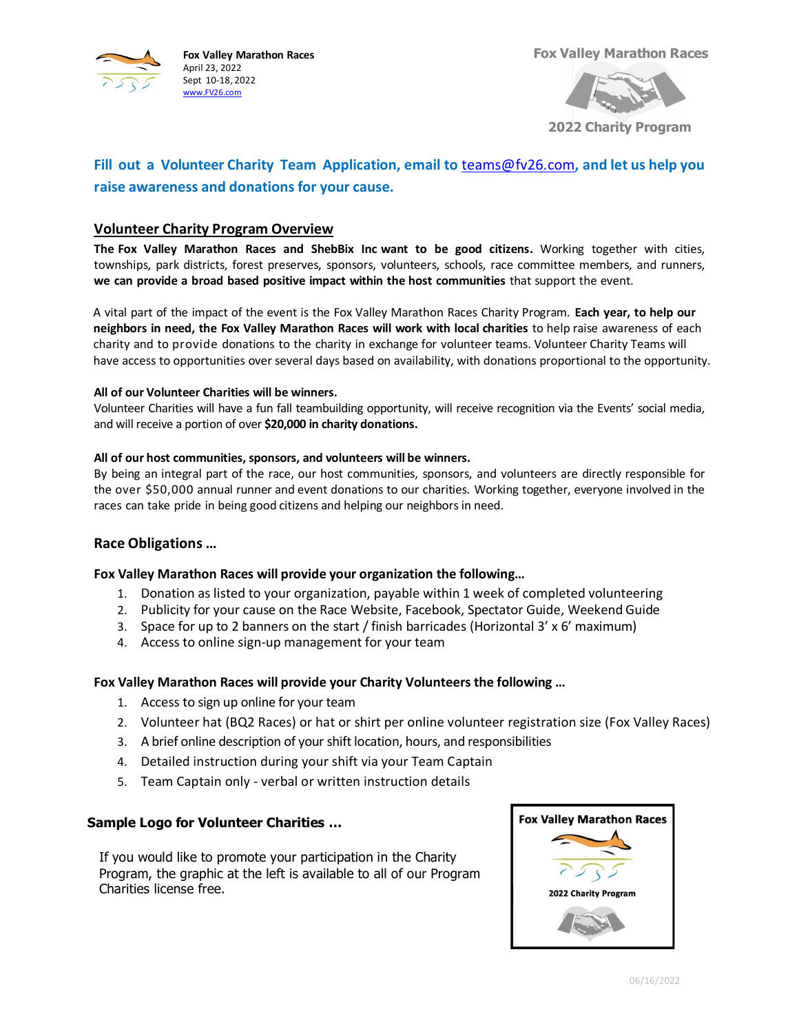**Fox Valley Marathon Races**
April 23, 2022
Sept 10-18, 2022
www.FV26.com

**Fox Valley Marathon Races**

**2022 Charity Program**

## Fill out a Volunteer Charity Team Application, email to teams@fv26.com, and let us help you raise awareness and donations for your cause.

## Volunteer Charity Program Overview

**The Fox Valley Marathon Races and ShebBix Inc want to be good citizens.** Working together with cities, townships, park districts, forest preserves, sponsors, volunteers, schools, race committee members, and runners, **we can provide a broad based positive impact within the host communities** that support the event.

A vital part of the impact of the event is the Fox Valley Marathon Races Charity Program. **Each year, to help our neighbors in need, the Fox Valley Marathon Races will work with local charities** to help raise awareness of each charity and to provide donations to the charity in exchange for volunteer teams. Volunteer Charity Teams will have access to opportunities over several days based on availability, with donations proportional to the opportunity.

**All of our Volunteer Charities will be winners.**
Volunteer Charities will have a fun fall teambuilding opportunity, will receive recognition via the Events' social media, and will receive a portion of over **$20,000 in charity donations.**

**All of our host communities, sponsors, and volunteers will be winners.**
By being an integral part of the race, our host communities, sponsors, and volunteers are directly responsible for the over $50,000 annual runner and event donations to our charities. Working together, everyone involved in the races can take pride in being good citizens and helping our neighbors in need.

### Race Obligations …

**Fox Valley Marathon Races will provide your organization the following…**

1. Donation as listed to your organization, payable within 1 week of completed volunteering
2. Publicity for your cause on the Race Website, Facebook, Spectator Guide, Weekend Guide
3. Space for up to 2 banners on the start / finish barricades (Horizontal 3' x 6' maximum)
4. Access to online sign-up management for your team

**Fox Valley Marathon Races will provide your Charity Volunteers the following …**

1. Access to sign up online for your team
2. Volunteer hat (BQ2 Races) or hat or shirt per online volunteer registration size (Fox Valley Races)
3. A brief online description of your shift location, hours, and responsibilities
4. Detailed instruction during your shift via your Team Captain
5. Team Captain only - verbal or written instruction details

### Sample Logo for Volunteer Charities …

If you would like to promote your participation in the Charity Program, the graphic at the left is available to all of our Program Charities license free.

Fox Valley Marathon Races

2022 Charity Program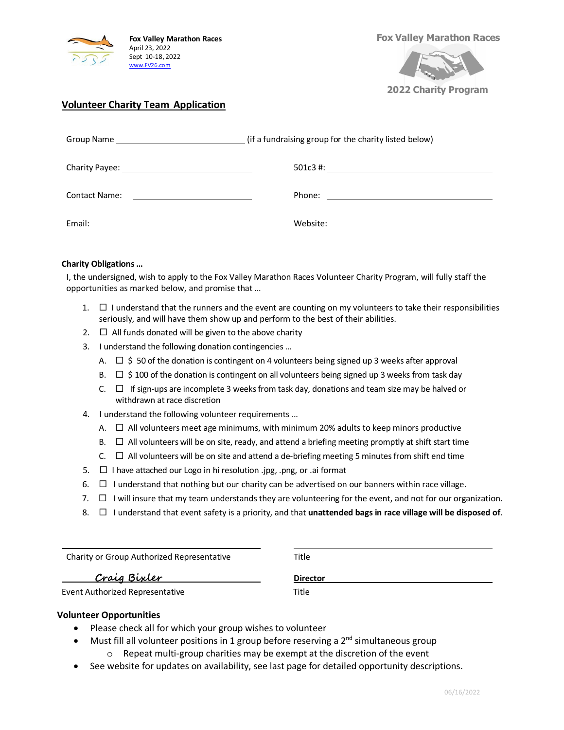**Fox Valley Marathon Races**
April 23, 2022
Sept 10-18, 2022
www.FV26.com

Fox Valley Marathon Races
2022 Charity Program

## Volunteer Charity Team Application

Group Name ______________________________ (if a fundraising group for the charity listed below)

Charity Payee: ______________________________ 501c3 #: ______________________________

Contact Name: ______________________________ Phone: ______________________________

Email: ______________________________ Website: ______________________________

**Charity Obligations …**

I, the undersigned, wish to apply to the Fox Valley Marathon Races Volunteer Charity Program, will fully staff the opportunities as marked below, and promise that …

1. ☐ I understand that the runners and the event are counting on my volunteers to take their responsibilities seriously, and will have them show up and perform to the best of their abilities.
2. ☐ All funds donated will be given to the above charity
3. I understand the following donation contingencies …
   - A. ☐ $ 50 of the donation is contingent on 4 volunteers being signed up 3 weeks after approval
   - B. ☐ $ 100 of the donation is contingent on all volunteers being signed up 3 weeks from task day
   - C. ☐ If sign-ups are incomplete 3 weeks from task day, donations and team size may be halved or withdrawn at race discretion
4. I understand the following volunteer requirements …
   - A. ☐ All volunteers meet age minimums, with minimum 20% adults to keep minors productive
   - B. ☐ All volunteers will be on site, ready, and attend a briefing meeting promptly at shift start time
   - C. ☐ All volunteers will be on site and attend a de-briefing meeting 5 minutes from shift end time
5. ☐ I have attached our Logo in hi resolution .jpg, .png, or .ai format
6. ☐ I understand that nothing but our charity can be advertised on our banners within race village.
7. ☐ I will insure that my team understands they are volunteering for the event, and not for our organization.
8. ☐ I understand that event safety is a priority, and that **unattended bags in race village will be disposed of**.

______________________________ ______________________________
Charity or Group Authorized Representative Title

*Craig Bixler* **Director**
Event Authorized Representative Title

**Volunteer Opportunities**

- Please check all for which your group wishes to volunteer
- Must fill all volunteer positions in 1 group before reserving a 2nd simultaneous group
  - Repeat multi-group charities may be exempt at the discretion of the event
- See website for updates on availability, see last page for detailed opportunity descriptions.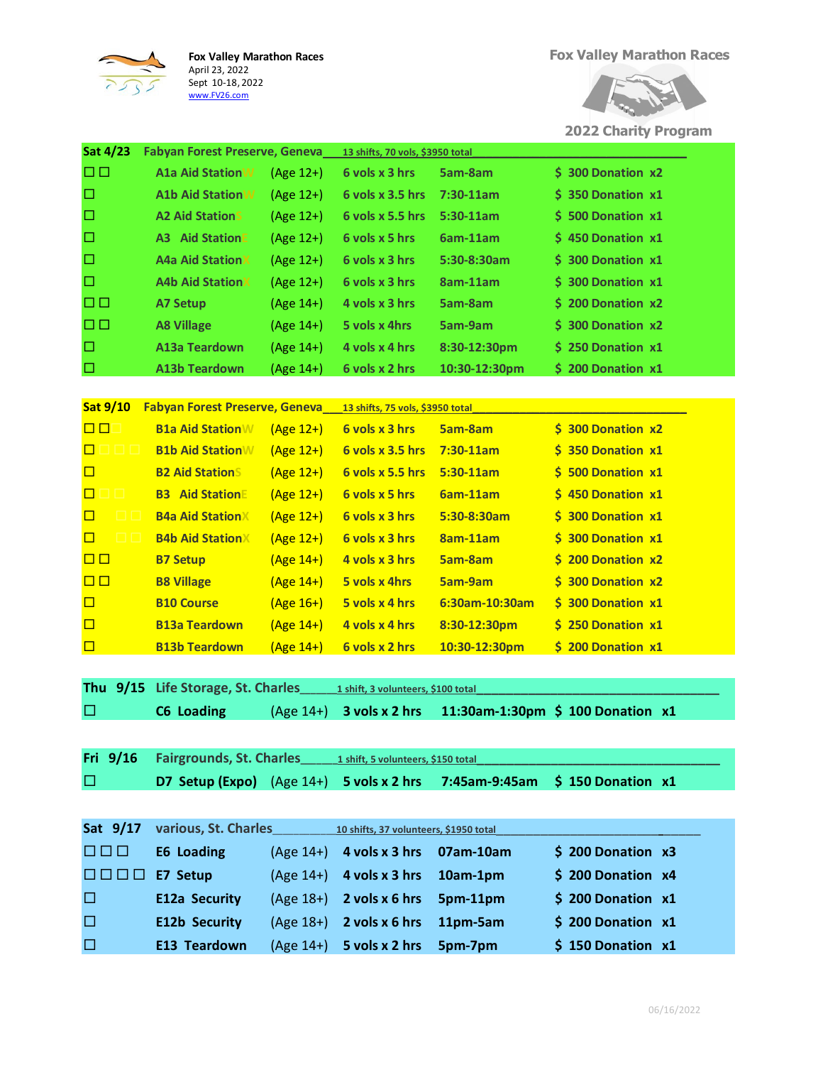**Fox Valley Marathon Races**
April 23, 2022
Sept 10-18, 2022
www.FV26.com

**Fox Valley Marathon Races**

**2022 Charity Program**

| | | | | | | |
|---|---|---|---|---|---|---|
| **Sat 4/23** | **Fabyan Forest Preserve, Geneva** | 13 shifts, 70 vols, $3950 total | | | | |
| ☐ ☐ | **A1a Aid Station** | (Age 12+) | 6 vols x 3 hrs | 5am-8am | $ 300 Donation | x2 |
| ☐ | **A1b Aid Station** | (Age 12+) | 6 vols x 3.5 hrs | 7:30-11am | $ 350 Donation | x1 |
| ☐ | **A2 Aid Station** | (Age 12+) | 6 vols x 5.5 hrs | 5:30-11am | $ 500 Donation | x1 |
| ☐ | **A3 Aid Station** | (Age 12+) | 6 vols x 5 hrs | 6am-11am | $ 450 Donation | x1 |
| ☐ | **A4a Aid Station** | (Age 12+) | 6 vols x 3 hrs | 5:30-8:30am | $ 300 Donation | x1 |
| ☐ | **A4b Aid Station** | (Age 12+) | 6 vols x 3 hrs | 8am-11am | $ 300 Donation | x1 |
| ☐ ☐ | **A7 Setup** | (Age 14+) | 4 vols x 3 hrs | 5am-8am | $ 200 Donation | x2 |
| ☐ ☐ | **A8 Village** | (Age 14+) | 5 vols x 4hrs | 5am-9am | $ 300 Donation | x2 |
| ☐ | **A13a Teardown** | (Age 14+) | 4 vols x 4 hrs | 8:30-12:30pm | $ 250 Donation | x1 |
| ☐ | **A13b Teardown** | (Age 14+) | 6 vols x 2 hrs | 10:30-12:30pm | $ 200 Donation | x1 |

| | | | | | | |
|---|---|---|---|---|---|---|
| **Sat 9/10** | **Fabyan Forest Preserve, Geneva** | 13 shifts, 75 vols, $3950 total | | | | |
| ☐ ☐ | **B1a Aid Station** | (Age 12+) | 6 vols x 3 hrs | 5am-8am | $ 300 Donation | x2 |
| ☐ | **B1b Aid Station** | (Age 12+) | 6 vols x 3.5 hrs | 7:30-11am | $ 350 Donation | x1 |
| ☐ | **B2 Aid Station** | (Age 12+) | 6 vols x 5.5 hrs | 5:30-11am | $ 500 Donation | x1 |
| ☐ | **B3 Aid Station** | (Age 12+) | 6 vols x 5 hrs | 6am-11am | $ 450 Donation | x1 |
| ☐ | **B4a Aid Station** | (Age 12+) | 6 vols x 3 hrs | 5:30-8:30am | $ 300 Donation | x1 |
| ☐ | **B4b Aid Station** | (Age 12+) | 6 vols x 3 hrs | 8am-11am | $ 300 Donation | x1 |
| ☐ ☐ | **B7 Setup** | (Age 14+) | 4 vols x 3 hrs | 5am-8am | $ 200 Donation | x2 |
| ☐ ☐ | **B8 Village** | (Age 14+) | 5 vols x 4hrs | 5am-9am | $ 300 Donation | x2 |
| ☐ | **B10 Course** | (Age 16+) | 5 vols x 4 hrs | 6:30am-10:30am | $ 300 Donation | x1 |
| ☐ | **B13a Teardown** | (Age 14+) | 4 vols x 4 hrs | 8:30-12:30pm | $ 250 Donation | x1 |
| ☐ | **B13b Teardown** | (Age 14+) | 6 vols x 2 hrs | 10:30-12:30pm | $ 200 Donation | x1 |

| | | | | | | |
|---|---|---|---|---|---|---|
| **Thu 9/15** | **Life Storage, St. Charles** | 1 shift, 3 volunteers, $100 total | | | | |
| ☐ | **C6 Loading** | (Age 14+) | 3 vols x 2 hrs | 11:30am-1:30pm | $ 100 Donation | x1 |

| | | | | | | |
|---|---|---|---|---|---|---|
| **Fri 9/16** | **Fairgrounds, St. Charles** | 1 shift, 5 volunteers, $150 total | | | | |
| ☐ | **D7 Setup (Expo)** | (Age 14+) | 5 vols x 2 hrs | 7:45am-9:45am | $ 150 Donation | x1 |

| | | | | | | |
|---|---|---|---|---|---|---|
| **Sat 9/17** | **various, St. Charles** | 10 shifts, 37 volunteers, $1950 total | | | | |
| ☐ ☐ ☐ | **E6 Loading** | (Age 14+) | 4 vols x 3 hrs | 07am-10am | $ 200 Donation | x3 |
| ☐ ☐ ☐ ☐ | **E7 Setup** | (Age 14+) | 4 vols x 3 hrs | 10am-1pm | $ 200 Donation | x4 |
| ☐ | **E12a Security** | (Age 18+) | 2 vols x 6 hrs | 5pm-11pm | $ 200 Donation | x1 |
| ☐ | **E12b Security** | (Age 18+) | 2 vols x 6 hrs | 11pm-5am | $ 200 Donation | x1 |
| ☐ | **E13 Teardown** | (Age 14+) | 5 vols x 2 hrs | 5pm-7pm | $ 150 Donation | x1 |

06/16/2022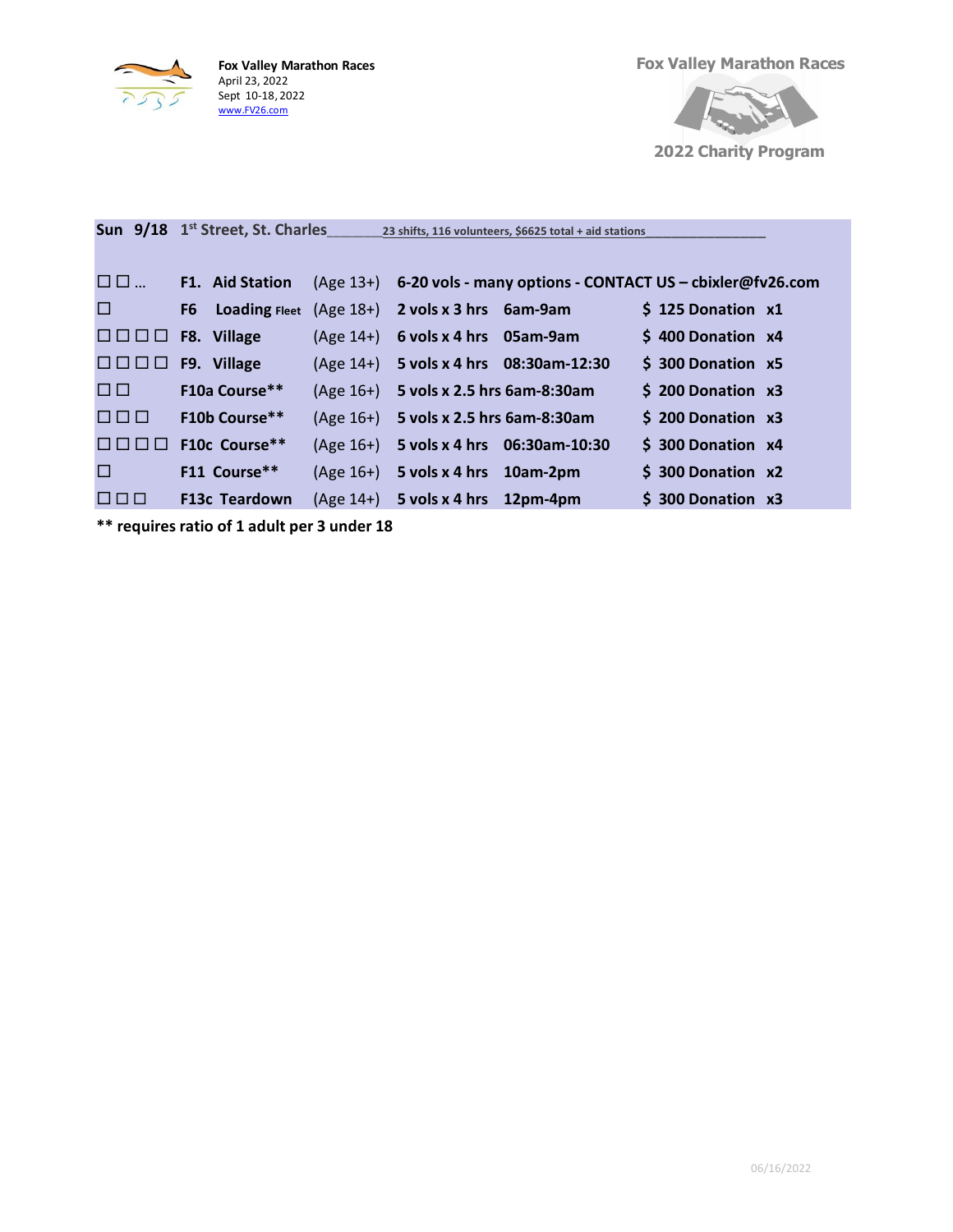**Fox Valley Marathon Races**
April 23, 2022
Sept 10-18, 2022
www.FV26.com

**Fox Valley Marathon Races**

**2022 Charity Program**

| Sun 9/18 | 1st Street, St. Charles | 23 shifts, 116 volunteers, $6625 total + aid stations | | | | |
|---|---|---|---|---|---|---|
| ☐ ☐ … | F1. Aid Station | (Age 13+) | 6-20 vols - many options - CONTACT US – cbixler@fv26.com | | | |
| ☐ | F6 Loading Fleet | (Age 18+) | 2 vols x 3 hrs | 6am-9am | $ 125 Donation | x1 |
| ☐ ☐ ☐ ☐ | F8. Village | (Age 14+) | 6 vols x 4 hrs | 05am-9am | $ 400 Donation | x4 |
| ☐ ☐ ☐ ☐ | F9. Village | (Age 14+) | 5 vols x 4 hrs | 08:30am-12:30 | $ 300 Donation | x5 |
| ☐ ☐ | F10a Course** | (Age 16+) | 5 vols x 2.5 hrs | 6am-8:30am | $ 200 Donation | x3 |
| ☐ ☐ ☐ | F10b Course** | (Age 16+) | 5 vols x 2.5 hrs | 6am-8:30am | $ 200 Donation | x3 |
| ☐ ☐ ☐ ☐ | F10c Course** | (Age 16+) | 5 vols x 4 hrs | 06:30am-10:30 | $ 300 Donation | x4 |
| ☐ | F11 Course** | (Age 16+) | 5 vols x 4 hrs | 10am-2pm | $ 300 Donation | x2 |
| ☐ ☐ ☐ | F13c Teardown | (Age 14+) | 5 vols x 4 hrs | 12pm-4pm | $ 300 Donation | x3 |

**** requires ratio of 1 adult per 3 under 18**

06/16/2022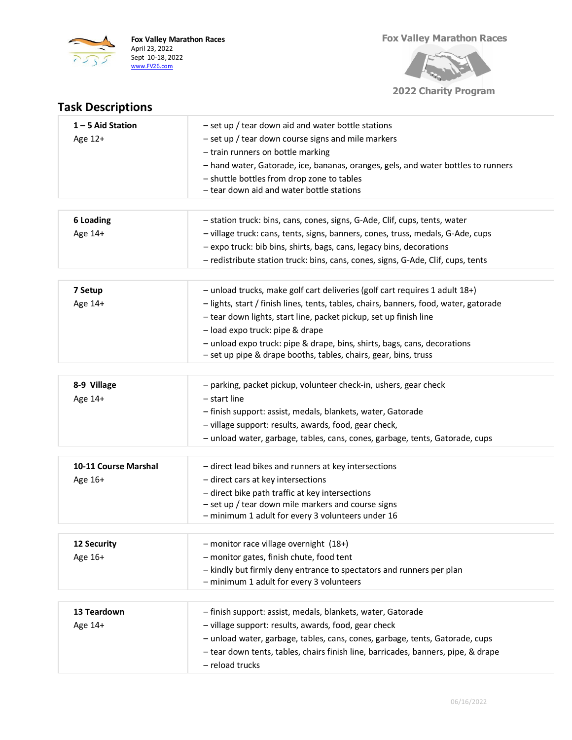**Fox Valley Marathon Races**
April 23, 2022
Sept 10-18, 2022
www.FV26.com

Fox Valley Marathon Races

2022 Charity Program

## Task Descriptions

| | |
|---|---|
| **1 – 5 Aid Station**<br>Age 12+ | – set up / tear down aid and water bottle stations<br>– set up / tear down course signs and mile markers<br>– train runners on bottle marking<br>– hand water, Gatorade, ice, bananas, oranges, gels, and water bottles to runners<br>– shuttle bottles from drop zone to tables<br>– tear down aid and water bottle stations |
| **6 Loading**<br>Age 14+ | – station truck: bins, cans, cones, signs, G-Ade, Clif, cups, tents, water<br>– village truck: cans, tents, signs, banners, cones, truss, medals, G-Ade, cups<br>– expo truck: bib bins, shirts, bags, cans, legacy bins, decorations<br>– redistribute station truck: bins, cans, cones, signs, G-Ade, Clif, cups, tents |
| **7 Setup**<br>Age 14+ | – unload trucks, make golf cart deliveries (golf cart requires 1 adult 18+)<br>– lights, start / finish lines, tents, tables, chairs, banners, food, water, gatorade<br>– tear down lights, start line, packet pickup, set up finish line<br>– load expo truck: pipe & drape<br>– unload expo truck: pipe & drape, bins, shirts, bags, cans, decorations<br>– set up pipe & drape booths, tables, chairs, gear, bins, truss |
| **8-9 Village**<br>Age 14+ | – parking, packet pickup, volunteer check-in, ushers, gear check<br>– start line<br>– finish support: assist, medals, blankets, water, Gatorade<br>– village support: results, awards, food, gear check,<br>– unload water, garbage, tables, cans, cones, garbage, tents, Gatorade, cups |
| **10-11 Course Marshal**<br>Age 16+ | – direct lead bikes and runners at key intersections<br>– direct cars at key intersections<br>– direct bike path traffic at key intersections<br>– set up / tear down mile markers and course signs<br>– minimum 1 adult for every 3 volunteers under 16 |
| **12 Security**<br>Age 16+ | – monitor race village overnight (18+)<br>– monitor gates, finish chute, food tent<br>– kindly but firmly deny entrance to spectators and runners per plan<br>– minimum 1 adult for every 3 volunteers |
| **13 Teardown**<br>Age 14+ | – finish support: assist, medals, blankets, water, Gatorade<br>– village support: results, awards, food, gear check<br>– unload water, garbage, tables, cans, cones, garbage, tents, Gatorade, cups<br>– tear down tents, tables, chairs finish line, barricades, banners, pipe, & drape<br>– reload trucks |

06/16/2022